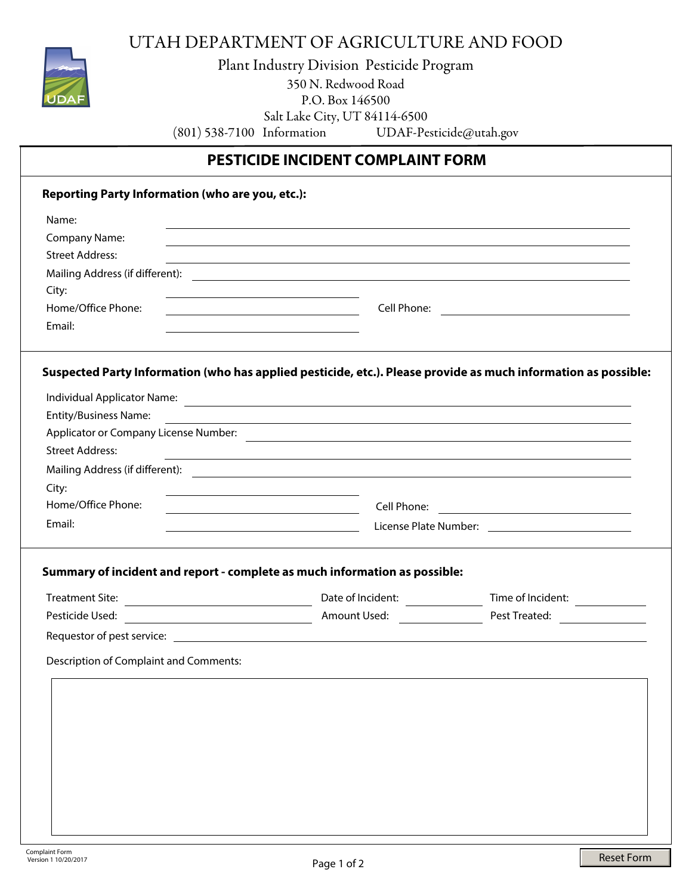# UTAH DEPARTMENT OF AGRICULTURE AND FOOD

Plant Industry Division Pesticide Program

350 N. Redwood Road
P.O. Box 146500
Salt Lake City, UT 84114-6500
(801) 538-7100 Information UDAF-Pesticide@utah.gov

## PESTICIDE INCIDENT COMPLAINT FORM

**Reporting Party Information (who are you, etc.):**

Name: ______________________________

Company Name: ______________________________

Street Address: ______________________________

Mailing Address (if different): ______________________________

City: ______________________________

Home/Office Phone: ______________________________ Cell Phone: ______________________________

Email: ______________________________

**Suspected Party Information (who has applied pesticide, etc.). Please provide as much information as possible:**

Individual Applicator Name: ______________________________

Entity/Business Name: ______________________________

Applicator or Company License Number: ______________________________

Street Address: ______________________________

Mailing Address (if different): ______________________________

City: ______________________________

Home/Office Phone: ______________________________ Cell Phone: ______________________________

Email: ______________________________ License Plate Number: ______________________________

**Summary of incident and report - complete as much information as possible:**

Treatment Site: ______________________________ Date of Incident: ______________ Time of Incident: ______________

Pesticide Used: ______________________________ Amount Used: ______________ Pest Treated: ______________

Requestor of pest service: ______________________________

Description of Complaint and Comments:

Complaint Form
Version 1 10/20/2017

Reset Form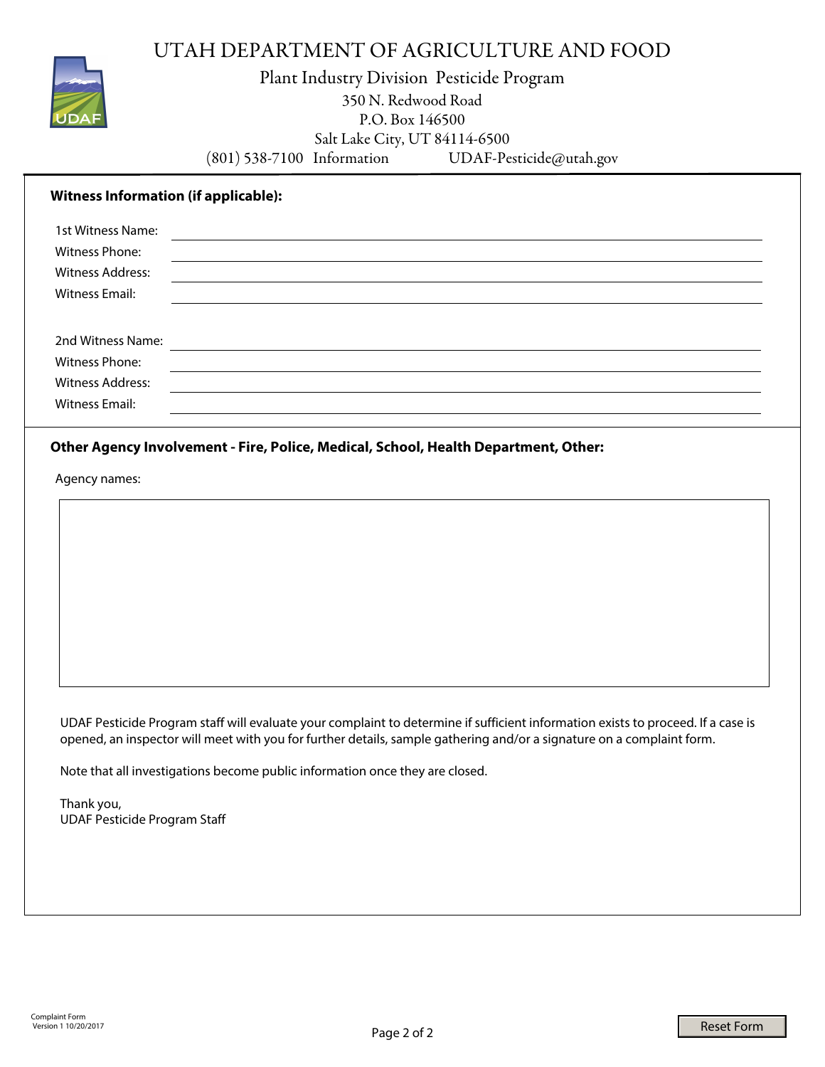# UTAH DEPARTMENT OF AGRICULTURE AND FOOD

Plant Industry Division Pesticide Program
350 N. Redwood Road
P.O. Box 146500
Salt Lake City, UT 84114-6500
(801) 538-7100 Information UDAF-Pesticide@utah.gov

**Witness Information (if applicable):**

1st Witness Name: ______________________
Witness Phone: ______________________
Witness Address: ______________________
Witness Email: ______________________

2nd Witness Name: ______________________
Witness Phone: ______________________
Witness Address: ______________________
Witness Email: ______________________

**Other Agency Involvement - Fire, Police, Medical, School, Health Department, Other:**

Agency names:

UDAF Pesticide Program staff will evaluate your complaint to determine if sufficient information exists to proceed. If a case is opened, an inspector will meet with you for further details, sample gathering and/or a signature on a complaint form.

Note that all investigations become public information once they are closed.

Thank you,
UDAF Pesticide Program Staff

Complaint Form
Version 1 10/20/2017

Reset Form